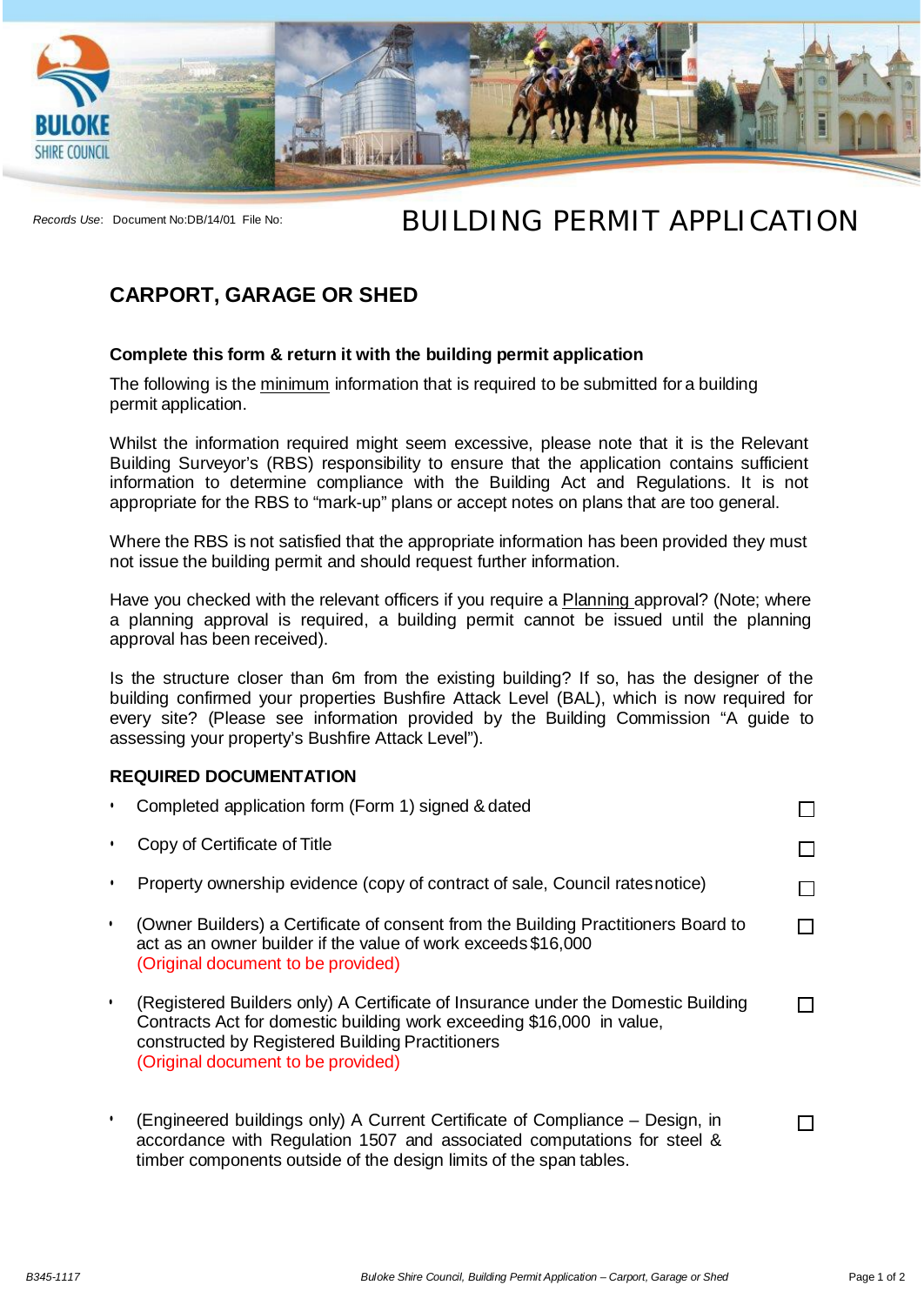*Records Use*: Document No:DB/14/01 File No:

# BUILDING PERMIT APPLICATION

## CARPORT, GARAGE OR SHED

**Complete this form & return it with the building permit application**

The following is the minimum information that is required to be submitted for a building permit application.

Whilst the information required might seem excessive, please note that it is the Relevant Building Surveyor's (RBS) responsibility to ensure that the application contains sufficient information to determine compliance with the Building Act and Regulations. It is not appropriate for the RBS to "mark-up" plans or accept notes on plans that are too general.

Where the RBS is not satisfied that the appropriate information has been provided they must not issue the building permit and should request further information.

Have you checked with the relevant officers if you require a Planning approval? (Note; where a planning approval is required, a building permit cannot be issued until the planning approval has been received).

Is the structure closer than 6m from the existing building? If so, has the designer of the building confirmed your properties Bushfire Attack Level (BAL), which is now required for every site? (Please see information provided by the Building Commission "A guide to assessing your property's Bushfire Attack Level").

### REQUIRED DOCUMENTATION

- Completed application form (Form 1) signed & dated ☐
- Copy of Certificate of Title ☐
- Property ownership evidence (copy of contract of sale, Council rates notice) ☐
- (Owner Builders) a Certificate of consent from the Building Practitioners Board to act as an owner builder if the value of work exceeds $16,000 (Original document to be provided) ☐
- (Registered Builders only) A Certificate of Insurance under the Domestic Building Contracts Act for domestic building work exceeding $16,000 in value, constructed by Registered Building Practitioners (Original document to be provided) ☐
- (Engineered buildings only) A Current Certificate of Compliance – Design, in accordance with Regulation 1507 and associated computations for steel & timber components outside of the design limits of the span tables. ☐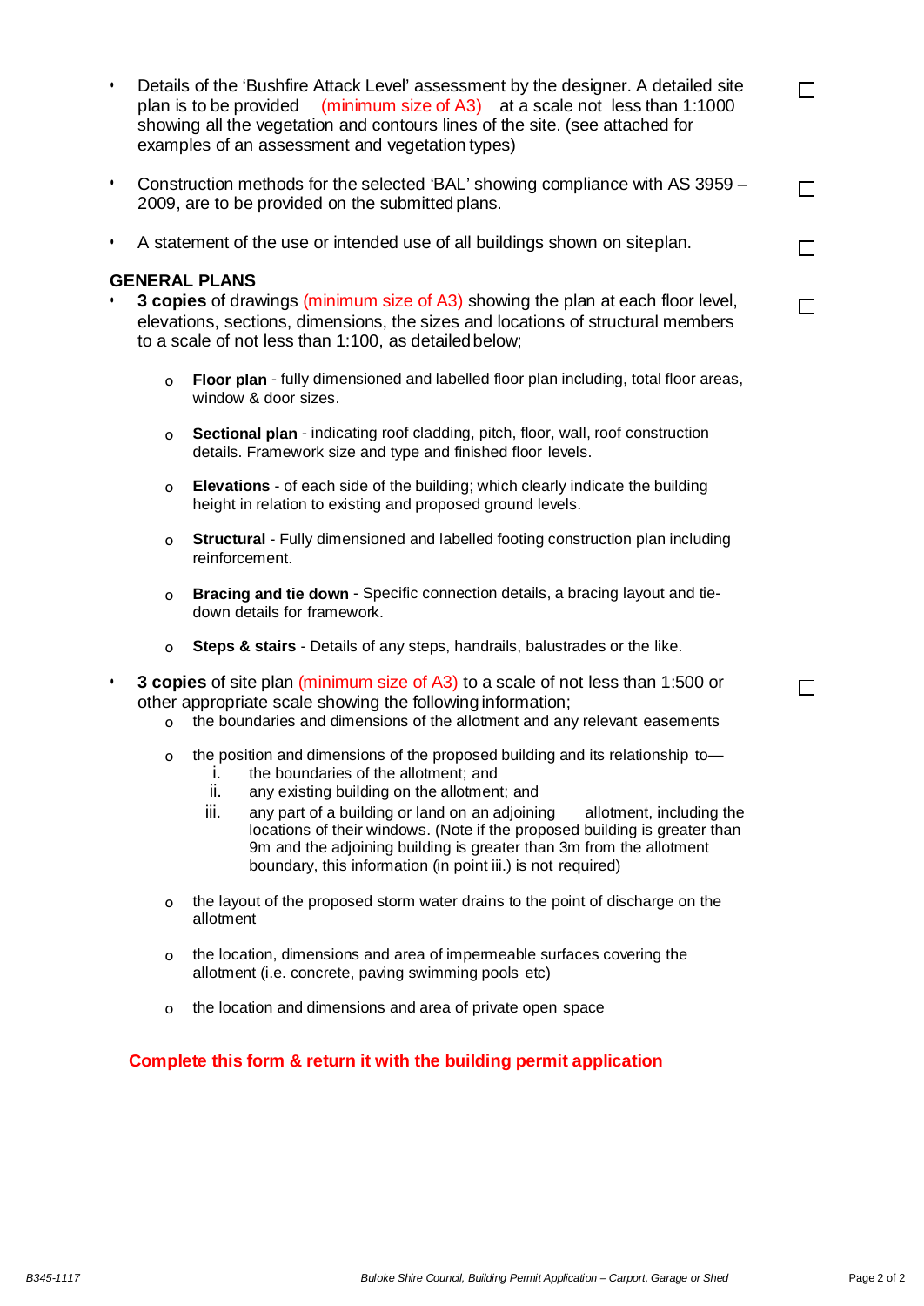- Details of the 'Bushfire Attack Level' assessment by the designer. A detailed site plan is to be provided (minimum size of A3) at a scale not less than 1:1000 showing all the vegetation and contours lines of the site. (see attached for examples of an assessment and vegetation types) ☐

- Construction methods for the selected 'BAL' showing compliance with AS 3959 – 2009, are to be provided on the submitted plans. ☐

- A statement of the use or intended use of all buildings shown on site plan. ☐

## GENERAL PLANS

- **3 copies** of drawings (minimum size of A3) showing the plan at each floor level, elevations, sections, dimensions, the sizes and locations of structural members to a scale of not less than 1:100, as detailed below; ☐
  - **Floor plan** - fully dimensioned and labelled floor plan including, total floor areas, window & door sizes.
  - **Sectional plan** - indicating roof cladding, pitch, floor, wall, roof construction details. Framework size and type and finished floor levels.
  - **Elevations** - of each side of the building; which clearly indicate the building height in relation to existing and proposed ground levels.
  - **Structural** - Fully dimensioned and labelled footing construction plan including reinforcement.
  - **Bracing and tie down** - Specific connection details, a bracing layout and tie-down details for framework.
  - **Steps & stairs** - Details of any steps, handrails, balustrades or the like.

- **3 copies** of site plan (minimum size of A3) to a scale of not less than 1:500 or other appropriate scale showing the following information; ☐
  - the boundaries and dimensions of the allotment and any relevant easements
  - the position and dimensions of the proposed building and its relationship to—
    1. the boundaries of the allotment; and
    2. any existing building on the allotment; and
    3. any part of a building or land on an adjoining allotment, including the locations of their windows. (Note if the proposed building is greater than 9m and the adjoining building is greater than 3m from the allotment boundary, this information (in point iii.) is not required)
  - the layout of the proposed storm water drains to the point of discharge on the allotment
  - the location, dimensions and area of impermeable surfaces covering the allotment (i.e. concrete, paving swimming pools etc)
  - the location and dimensions and area of private open space

**Complete this form & return it with the building permit application**